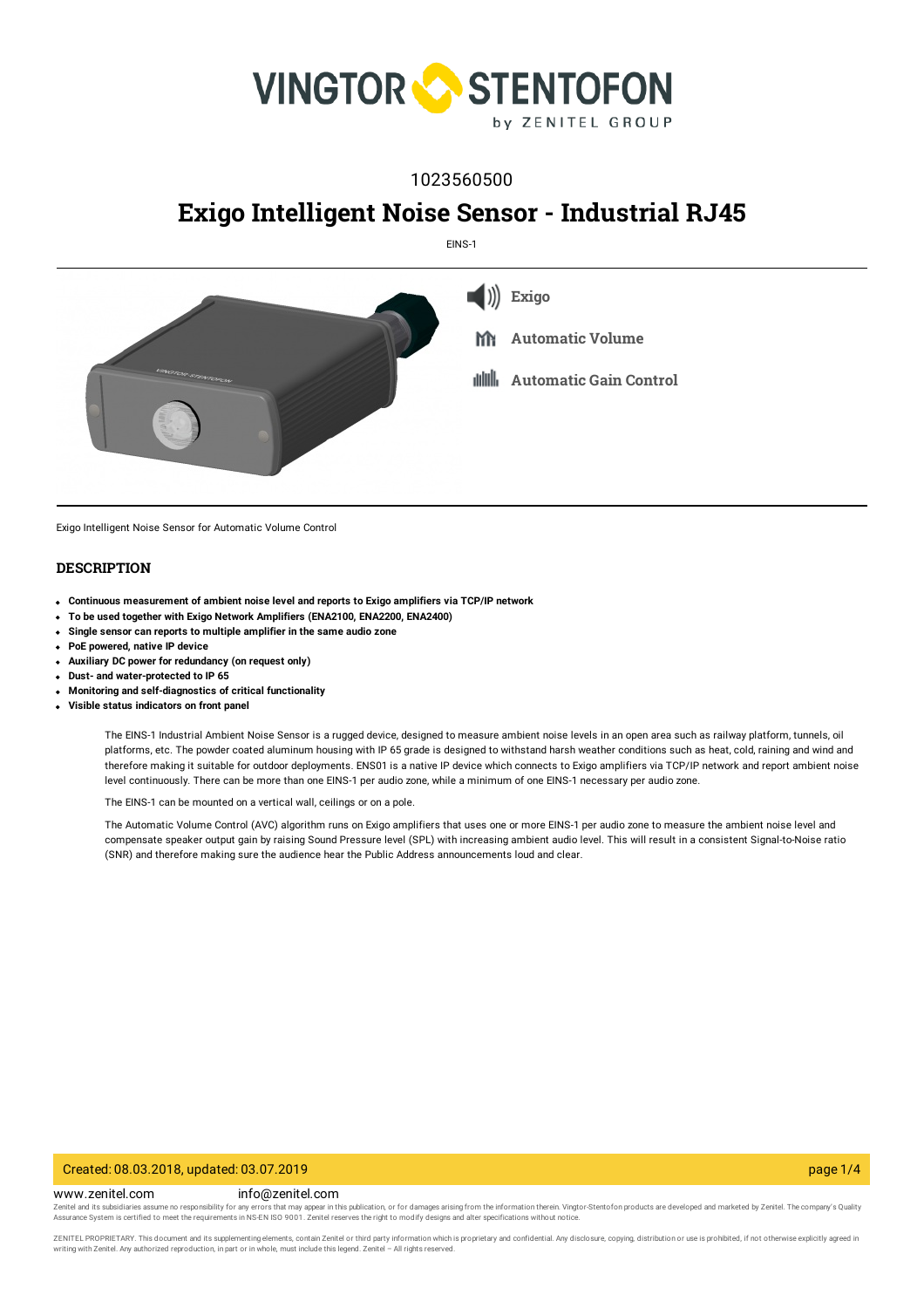1023560500

# Exigo Intelligent Noise Sensor - Industrial RJ45

EINS-1

**Exigo**

**Automatic Volume**

**Automatic Gain Control**

Exigo Intelligent Noise Sensor for Automatic Volume Control

## DESCRIPTION

- **Continuous measurement of ambient noise level and reports to Exigo amplifiers via TCP/IP network**
- **To be used together with Exigo Network Amplifiers (ENA2100, ENA2200, ENA2400)**
- **Single sensor can reports to multiple amplifier in the same audio zone**
- **PoE powered, native IP device**
- **Auxiliary DC power for redundancy (on request only)**
- **Dust- and water-protected to IP 65**
- **Monitoring and self-diagnostics of critical functionality**
- **Visible status indicators on front panel**

The EINS-1 Industrial Ambient Noise Sensor is a rugged device, designed to measure ambient noise levels in an open area such as railway platform, tunnels, oil platforms, etc. The powder coated aluminum housing with IP 65 grade is designed to withstand harsh weather conditions such as heat, cold, raining and wind and therefore making it suitable for outdoor deployments. ENS01 is a native IP device which connects to Exigo amplifiers via TCP/IP network and report ambient noise level continuously. There can be more than one EINS-1 per audio zone, while a minimum of one EINS-1 necessary per audio zone.

The EINS-1 can be mounted on a vertical wall, ceilings or on a pole.

The Automatic Volume Control (AVC) algorithm runs on Exigo amplifiers that uses one or more EINS-1 per audio zone to measure the ambient noise level and compensate speaker output gain by raising Sound Pressure level (SPL) with increasing ambient audio level. This will result in a consistent Signal-to-Noise ratio (SNR) and therefore making sure the audience hear the Public Address announcements loud and clear.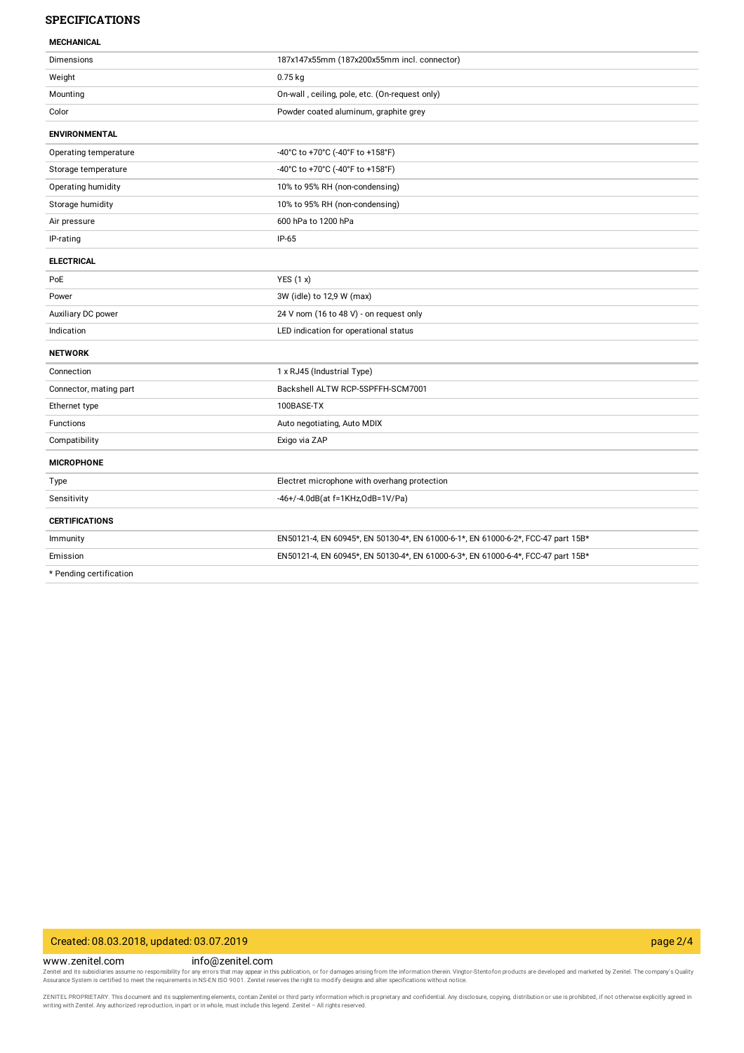## SPECIFICATIONS

| MECHANICAL | |
|---|---|
| Dimensions | 187x147x55mm (187x200x55mm incl. connector) |
| Weight | 0.75 kg |
| Mounting | On-wall , ceiling, pole, etc. (On-request only) |
| Color | Powder coated aluminum, graphite grey |
| **ENVIRONMENTAL** | |
| Operating temperature | -40°C to +70°C (-40°F to +158°F) |
| Storage temperature | -40°C to +70°C (-40°F to +158°F) |
| Operating humidity | 10% to 95% RH (non-condensing) |
| Storage humidity | 10% to 95% RH (non-condensing) |
| Air pressure | 600 hPa to 1200 hPa |
| IP-rating | IP-65 |
| **ELECTRICAL** | |
| PoE | YES (1 x) |
| Power | 3W (idle) to 12,9 W (max) |
| Auxiliary DC power | 24 V nom (16 to 48 V) - on request only |
| Indication | LED indication for operational status |
| **NETWORK** | |
| Connection | 1 x RJ45 (Industrial Type) |
| Connector, mating part | Backshell ALTW RCP-5SPFFH-SCM7001 |
| Ethernet type | 100BASE-TX |
| Functions | Auto negotiating, Auto MDIX |
| Compatibility | Exigo via ZAP |
| **MICROPHONE** | |
| Type | Electret microphone with overhang protection |
| Sensitivity | -46+/-4.0dB(at f=1KHz,OdB=1V/Pa) |
| **CERTIFICATIONS** | |
| Immunity | EN50121-4, EN 60945*, EN 50130-4*, EN 61000-6-1*, EN 61000-6-2*, FCC-47 part 15B* |
| Emission | EN50121-4, EN 60945*, EN 50130-4*, EN 61000-6-3*, EN 61000-6-4*, FCC-47 part 15B* |
| * Pending certification | |

Created: 08.03.2018, updated: 03.07.2019

www.zenitel.com info@zenitel.com

Zenitel and its subsidiaries assume no responsibility for any errors that may appear in this publication, or for damages arising from the information therein. Vingtor-Stentofon products are developed and marketed by Zenitel. The company's Quality Assurance System is certified to meet the requirements in NS-EN ISO 9001. Zenitel reserves the right to modify designs and alter specifications without notice.

ZENITEL PROPRIETARY. This document and its supplementing elements, contain Zenitel or third party information which is proprietary and confidential. Any disclosure, copying, distribution or use is prohibited, if not otherwise explicitly agreed in writing with Zenitel. Any authorized reproduction, in part or in whole, must include this legend. Zenitel – All rights reserved.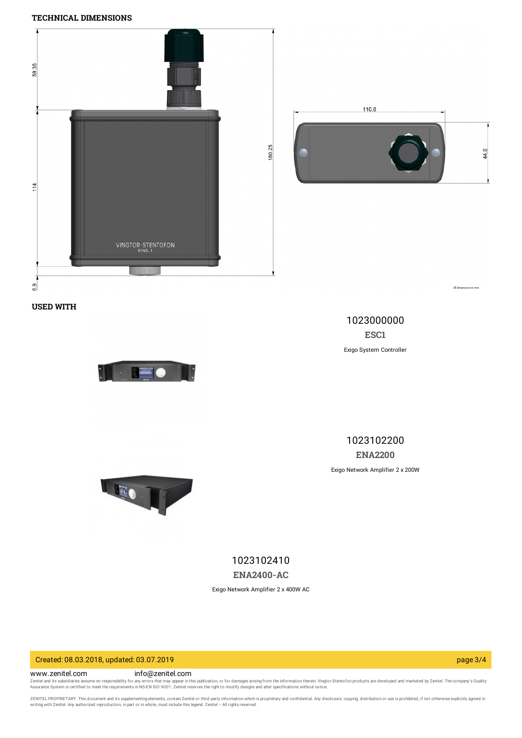## TECHNICAL DIMENSIONS

59.35

114

6.9

180.25

110.6

44.6

VINGTOR·STENTOFON
EINS-1

All dimensions in mm

## USED WITH

1023000000

**ESC1**

Exigo System Controller

1023102200

**ENA2200**

Exigo Network Amplifier 2 x 200W

1023102410

**ENA2400-AC**

Exigo Network Amplifier 2 x 400W AC

Created: 08.03.2018, updated: 03.07.2019

www.zenitel.com info@zenitel.com

Zenitel and its subsidiaries assume no responsibility for any errors that may appear in this publication, or for damages arising from the information therein. Vingtor-Stentofon products are developed and marketed by Zenitel. The company's Quality Assurance System is certified to meet the requirements in NS-EN ISO 9001. Zenitel reserves the right to modify designs and alter specifications without notice.

ZENITEL PROPRIETARY. This document and its supplementing elements, contain Zenitel or third party information which is proprietary and confidential. Any disclosure, copying, distribution or use is prohibited, if not otherwise explicitly agreed in writing with Zenitel. Any authorized reproduction, in part or in whole, must include this legend. Zenitel – All rights reserved.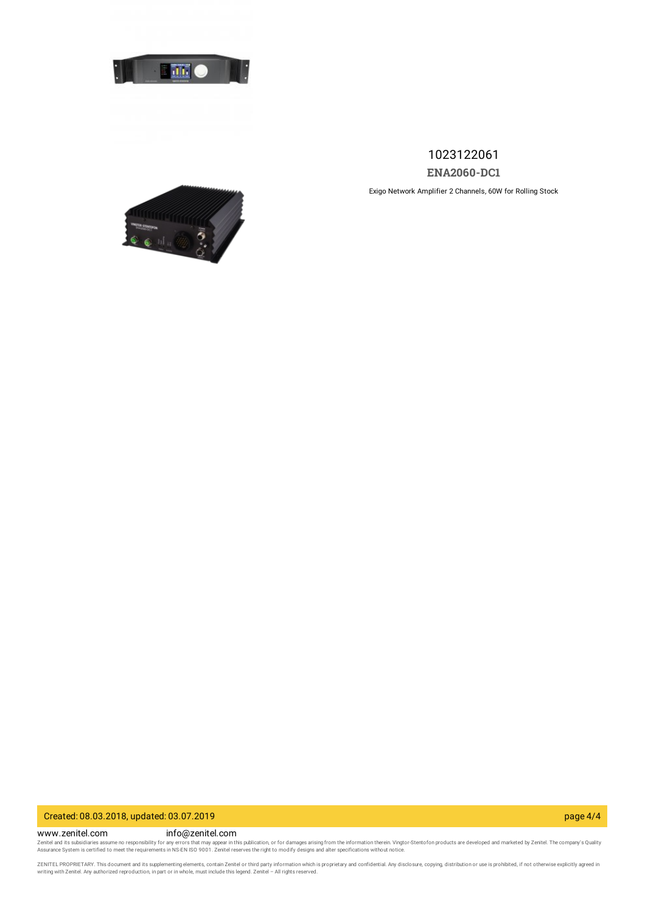1023122061

**ENA2060-DC1**

Exigo Network Amplifier 2 Channels, 60W for Rolling Stock

Created: 08.03.2018, updated: 03.07.2019

www.zenitel.com info@zenitel.com

Zenitel and its subsidiaries assume no responsibility for any errors that may appear in this publication, or for damages arising from the information therein. Vingtor-Stentofon products are developed and marketed by Zenitel. The company's Quality Assurance System is certified to meet the requirements in NS-EN ISO 9001. Zenitel reserves the right to modify designs and alter specifications without notice.

ZENITEL PROPRIETARY. This document and its supplementing elements, contain Zenitel or third party information which is proprietary and confidential. Any disclosure, copying, distribution or use is prohibited, if not otherwise explicitly agreed in writing with Zenitel. Any authorized reproduction, in part or in whole, must include this legend. Zenitel – All rights reserved.